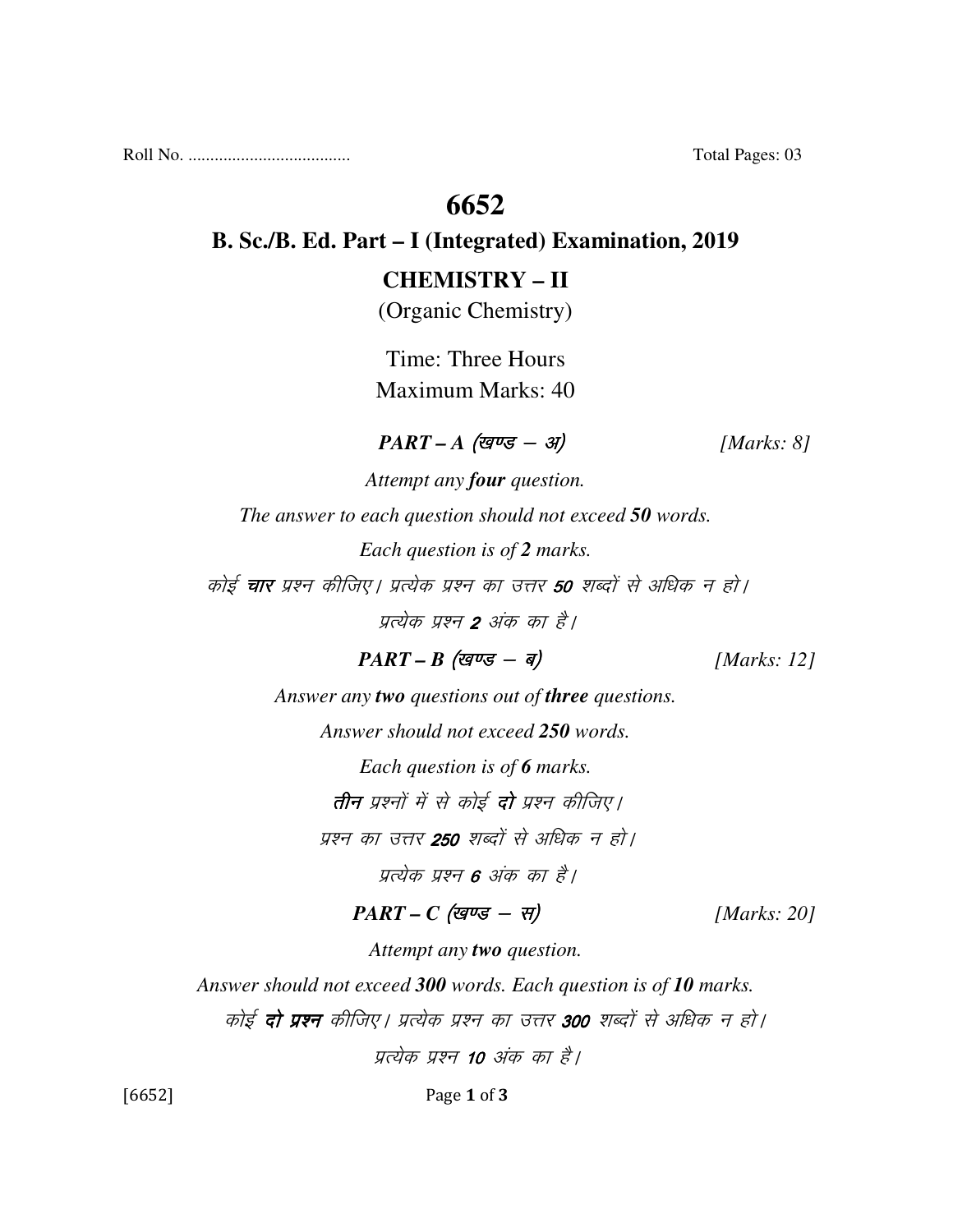Roll No. ..................................... Total Pages: 03

# 6652

## B. Sc./B. Ed. Part – I (Integrated) Examination, 2019

## CHEMISTRY – II

(Organic Chemistry)

Time: Three Hours

Maximum Marks: 40

***PART – A** (खण्ड – अ)* *[Marks: 8]*

*Attempt any **four** question.*

*The answer to each question should not exceed **50** words.*

*Each question is of **2** marks.*

*कोई **चार** प्रश्न कीजिए। प्रत्येक प्रश्न का उत्तर **50** शब्दों से अधिक न हो।*

*प्रत्येक प्रश्न **2** अंक का है।*

***PART – B** (खण्ड – ब)* *[Marks: 12]*

*Answer any **two** questions out of **three** questions.*

*Answer should not exceed **250** words.*

*Each question is of **6** marks.*

*__तीन__ प्रश्नों में से कोई **दो** प्रश्न कीजिए।*

*प्रश्न का उत्तर **250** शब्दों से अधिक न हो।*

*प्रत्येक प्रश्न **6** अंक का है।*

***PART – C** (खण्ड – स)* *[Marks: 20]*

*Attempt any **two** question.*

*Answer should not exceed **300** words. Each question is of **10** marks.*

*कोई **दो प्रश्न** कीजिए। प्रत्येक प्रश्न का उत्तर **300** शब्दों से अधिक न हो।*

*प्रत्येक प्रश्न **10** अंक का है।*

[6652]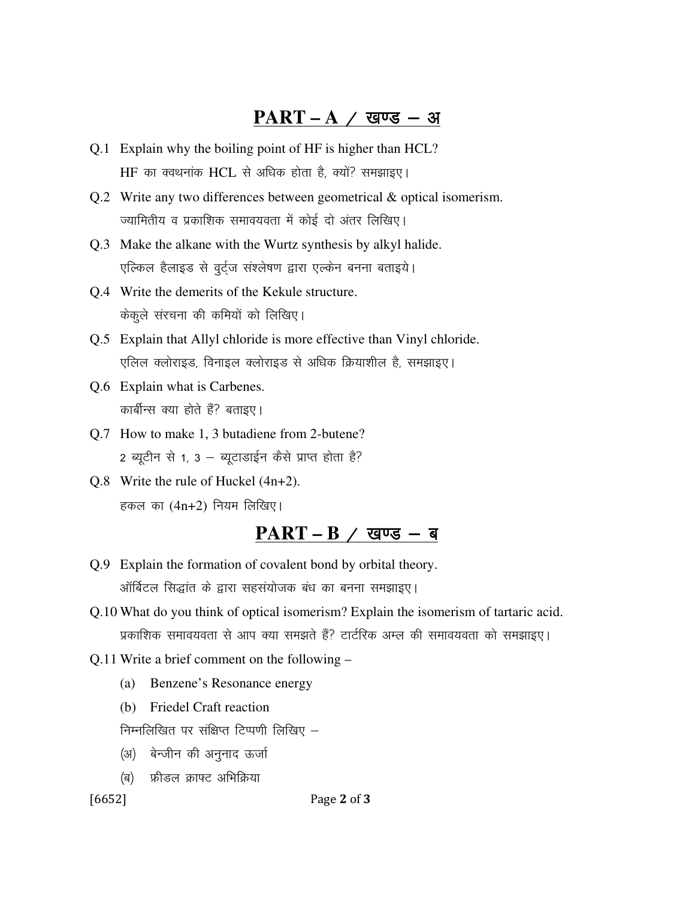## PART – A / खण्ड – अ

Q.1 Explain why the boiling point of HF is higher than HCL?

HF का क्वथनांक HCL से अधिक होता है, क्यों? समझाइए।

Q.2 Write any two differences between geometrical & optical isomerism.

ज्यामितीय व प्रकाशिक समावयवता में कोई दो अंतर लिखिए।

Q.3 Make the alkane with the Wurtz synthesis by alkyl halide.

एल्किल हैलाइड से वुर्ट्ज संश्लेषण द्वारा एल्केन बनना बताइये।

Q.4 Write the demerits of the Kekule structure.

केकुले संरचना की कमियों को लिखिए।

Q.5 Explain that Allyl chloride is more effective than Vinyl chloride.

एलिल क्लोराइड, विनाइल क्लोराइड से अधिक क्रियाशील है, समझाइए।

Q.6 Explain what is Carbenes.

कार्बीन्स क्या होते हैं? बताइए।

Q.7 How to make 1, 3 butadiene from 2-butene?

2 ब्यूटीन से 1, 3 – ब्यूटाडाईन कैसे प्राप्त होता है?

Q.8 Write the rule of Huckel (4n+2).

हकल का (4n+2) नियम लिखिए।

## PART – B / खण्ड – ब

Q.9 Explain the formation of covalent bond by orbital theory.

ऑर्बिटल सिद्धांत के द्वारा सहसंयोजक बंध का बनना समझाइए।

Q.10 What do you think of optical isomerism? Explain the isomerism of tartaric acid.

प्रकाशिक समावयवता से आप क्या समझते हैं? टार्टरिक अम्ल की समावयवता को समझाइए।

Q.11 Write a brief comment on the following –

(a) Benzene's Resonance energy

(b) Friedel Craft reaction

निम्नलिखित पर संक्षिप्त टिप्पणी लिखिए –

(अ) बेन्जीन की अनुनाद ऊर्जा

(ब) फ्रीडल क्राफ्ट अभिक्रिया

[6652]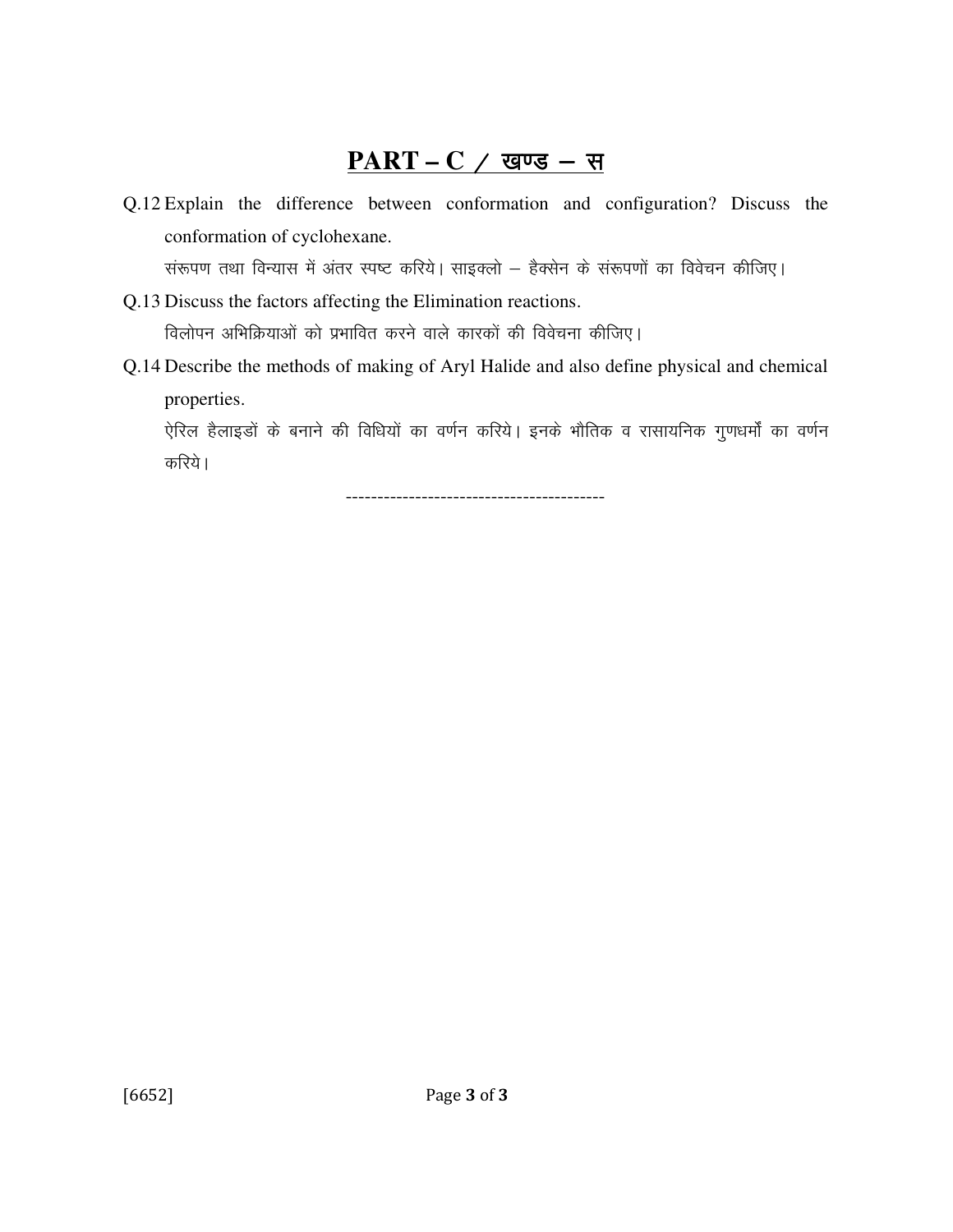## PART – C / खण्ड – स

Q.12 Explain the difference between conformation and configuration? Discuss the conformation of cyclohexane.

संरूपण तथा विन्यास में अंतर स्पष्ट करिये। साइक्लो – हैक्सेन के संरूपणों का विवेचन कीजिए।

Q.13 Discuss the factors affecting the Elimination reactions.

विलोपन अभिक्रियाओं को प्रभावित करने वाले कारकों की विवेचना कीजिए।

Q.14 Describe the methods of making of Aryl Halide and also define physical and chemical properties.

ऐरिल हैलाइडों के बनाने की विधियों का वर्णन करिये। इनके भौतिक व रासायनिक गुणधर्मों का वर्णन करिये।

-----------------------------------------

[6652]